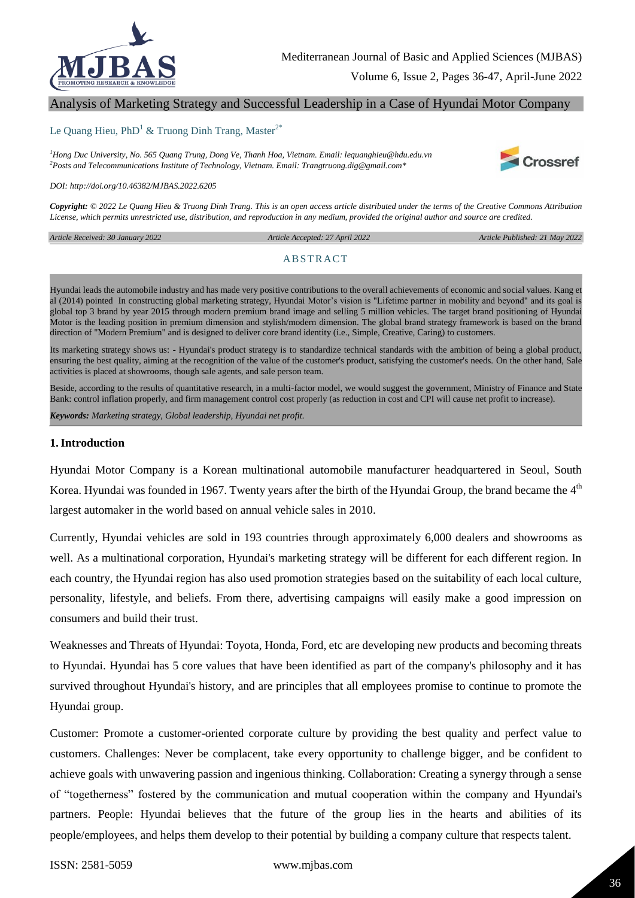# Analysis of Marketing Strategy and Successful Leadership in a Case of Hyundai Motor Company

Le Quang Hieu, PhD[1] & Truong Dinh Trang, Master[2*]

[1]*Hong Duc University, No. 565 Quang Trung, Dong Ve, Thanh Hoa, Vietnam. Email: lequanghieu@hdu.edu.vn*
[2]*Posts and Telecommunications Institute of Technology, Vietnam. Email: Trangtruong.dig@gmail.com**

*DOI: http://doi.org/10.46382/MJBAS.2022.6205*

***Copyright:*** *© 2022 Le Quang Hieu & Truong Dinh Trang. This is an open access article distributed under the terms of the Creative Commons Attribution License, which permits unrestricted use, distribution, and reproduction in any medium, provided the original author and source are credited.*

*Article Received: 30 January 2022* *Article Accepted: 27 April 2022* *Article Published: 21 May 2022*

## ABSTRACT

Hyundai leads the automobile industry and has made very positive contributions to the overall achievements of economic and social values. Kang et al (2014) pointed In constructing global marketing strategy, Hyundai Motor's vision is "Lifetime partner in mobility and beyond" and its goal is global top 3 brand by year 2015 through modern premium brand image and selling 5 million vehicles. The target brand positioning of Hyundai Motor is the leading position in premium dimension and stylish/modern dimension. The global brand strategy framework is based on the brand direction of "Modern Premium" and is designed to deliver core brand identity (i.e., Simple, Creative, Caring) to customers.

Its marketing strategy shows us: - Hyundai's product strategy is to standardize technical standards with the ambition of being a global product, ensuring the best quality, aiming at the recognition of the value of the customer's product, satisfying the customer's needs. On the other hand, Sale activities is placed at showrooms, though sale agents, and sale person team.

Beside, according to the results of quantitative research, in a multi-factor model, we would suggest the government, Ministry of Finance and State Bank: control inflation properly, and firm management control cost properly (as reduction in cost and CPI will cause net profit to increase).

***Keywords:*** *Marketing strategy, Global leadership, Hyundai net profit.*

## 1. Introduction

Hyundai Motor Company is a Korean multinational automobile manufacturer headquartered in Seoul, South Korea. Hyundai was founded in 1967. Twenty years after the birth of the Hyundai Group, the brand became the 4th largest automaker in the world based on annual vehicle sales in 2010.

Currently, Hyundai vehicles are sold in 193 countries through approximately 6,000 dealers and showrooms as well. As a multinational corporation, Hyundai's marketing strategy will be different for each different region. In each country, the Hyundai region has also used promotion strategies based on the suitability of each local culture, personality, lifestyle, and beliefs. From there, advertising campaigns will easily make a good impression on consumers and build their trust.

Weaknesses and Threats of Hyundai: Toyota, Honda, Ford, etc are developing new products and becoming threats to Hyundai. Hyundai has 5 core values that have been identified as part of the company's philosophy and it has survived throughout Hyundai's history, and are principles that all employees promise to continue to promote the Hyundai group.

Customer: Promote a customer-oriented corporate culture by providing the best quality and perfect value to customers. Challenges: Never be complacent, take every opportunity to challenge bigger, and be confident to achieve goals with unwavering passion and ingenious thinking. Collaboration: Creating a synergy through a sense of "togetherness" fostered by the communication and mutual cooperation within the company and Hyundai's partners. People: Hyundai believes that the future of the group lies in the hearts and abilities of its people/employees, and helps them develop to their potential by building a company culture that respects talent.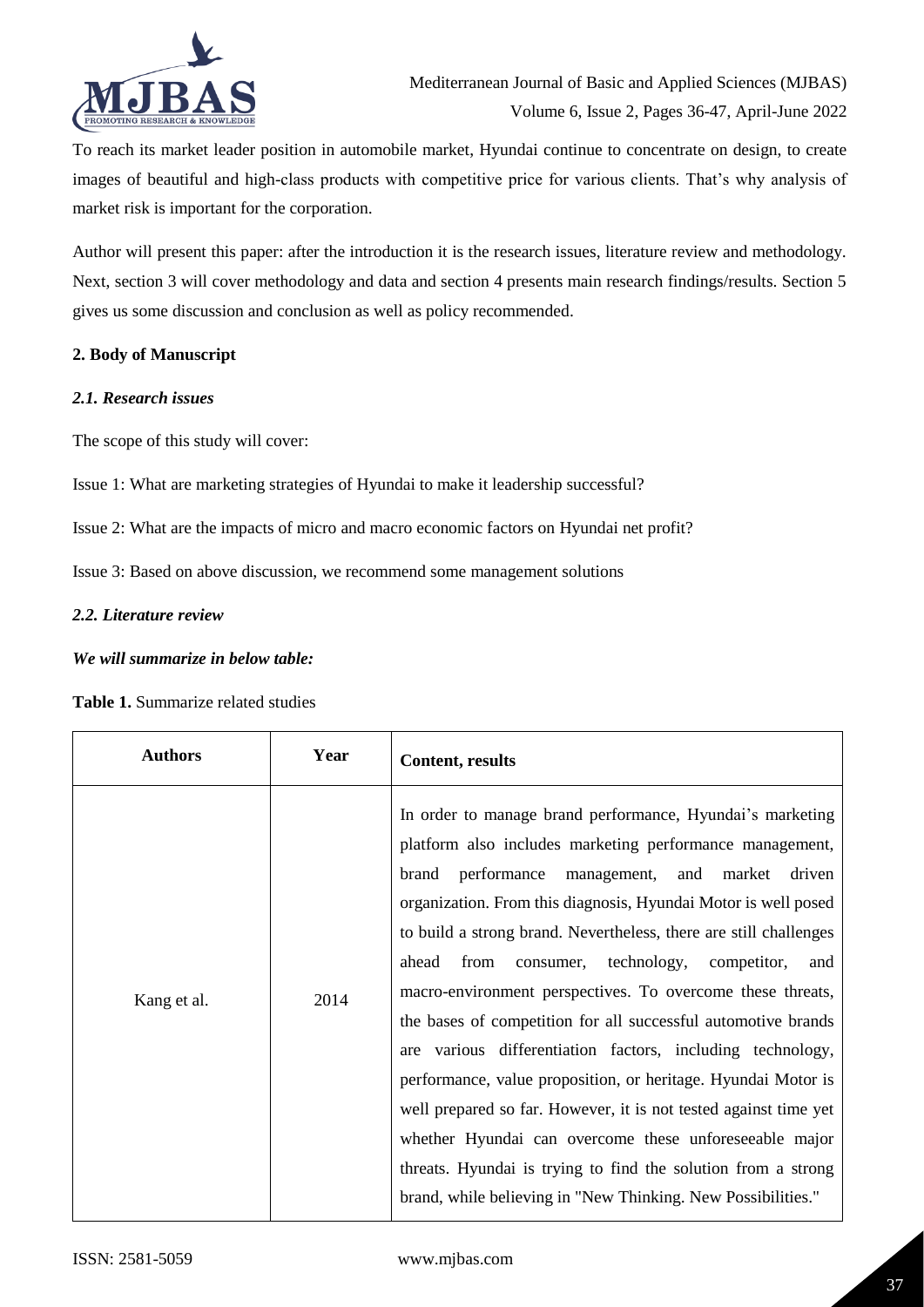To reach its market leader position in automobile market, Hyundai continue to concentrate on design, to create images of beautiful and high-class products with competitive price for various clients. That's why analysis of market risk is important for the corporation.

Author will present this paper: after the introduction it is the research issues, literature review and methodology. Next, section 3 will cover methodology and data and section 4 presents main research findings/results. Section 5 gives us some discussion and conclusion as well as policy recommended.

## 2. Body of Manuscript

### *2.1. Research issues*

The scope of this study will cover:

Issue 1: What are marketing strategies of Hyundai to make it leadership successful?

Issue 2: What are the impacts of micro and macro economic factors on Hyundai net profit?

Issue 3: Based on above discussion, we recommend some management solutions

### *2.2. Literature review*

***We will summarize in below table:***

**Table 1.** Summarize related studies

| Authors | Year | Content, results |
|---|---|---|
| Kang et al. | 2014 | In order to manage brand performance, Hyundai's marketing platform also includes marketing performance management, brand performance management, and market driven organization. From this diagnosis, Hyundai Motor is well posed to build a strong brand. Nevertheless, there are still challenges ahead from consumer, technology, competitor, and macro-environment perspectives. To overcome these threats, the bases of competition for all successful automotive brands are various differentiation factors, including technology, performance, value proposition, or heritage. Hyundai Motor is well prepared so far. However, it is not tested against time yet whether Hyundai can overcome these unforeseeable major threats. Hyundai is trying to find the solution from a strong brand, while believing in "New Thinking. New Possibilities." |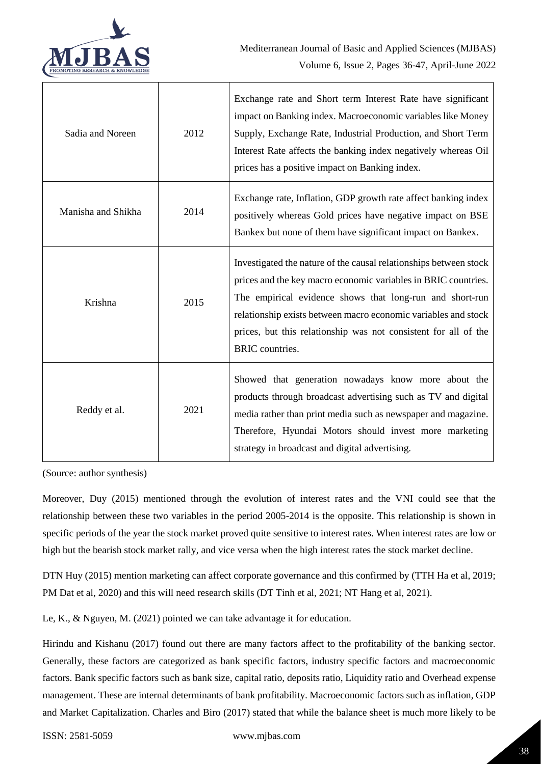| | | |
|---|---|---|
| Sadia and Noreen | 2012 | Exchange rate and Short term Interest Rate have significant impact on Banking index. Macroeconomic variables like Money Supply, Exchange Rate, Industrial Production, and Short Term Interest Rate affects the banking index negatively whereas Oil prices has a positive impact on Banking index. |
| Manisha and Shikha | 2014 | Exchange rate, Inflation, GDP growth rate affect banking index positively whereas Gold prices have negative impact on BSE Bankex but none of them have significant impact on Bankex. |
| Krishna | 2015 | Investigated the nature of the causal relationships between stock prices and the key macro economic variables in BRIC countries. The empirical evidence shows that long-run and short-run relationship exists between macro economic variables and stock prices, but this relationship was not consistent for all of the BRIC countries. |
| Reddy et al. | 2021 | Showed that generation nowadays know more about the products through broadcast advertising such as TV and digital media rather than print media such as newspaper and magazine. Therefore, Hyundai Motors should invest more marketing strategy in broadcast and digital advertising. |

(Source: author synthesis)

Moreover, Duy (2015) mentioned through the evolution of interest rates and the VNI could see that the relationship between these two variables in the period 2005-2014 is the opposite. This relationship is shown in specific periods of the year the stock market proved quite sensitive to interest rates. When interest rates are low or high but the bearish stock market rally, and vice versa when the high interest rates the stock market decline.

DTN Huy (2015) mention marketing can affect corporate governance and this confirmed by (TTH Ha et al, 2019; PM Dat et al, 2020) and this will need research skills (DT Tinh et al, 2021; NT Hang et al, 2021).

Le, K., & Nguyen, M. (2021) pointed we can take advantage it for education.

Hirindu and Kishanu (2017) found out there are many factors affect to the profitability of the banking sector. Generally, these factors are categorized as bank specific factors, industry specific factors and macroeconomic factors. Bank specific factors such as bank size, capital ratio, deposits ratio, Liquidity ratio and Overhead expense management. These are internal determinants of bank profitability. Macroeconomic factors such as inflation, GDP and Market Capitalization. Charles and Biro (2017) stated that while the balance sheet is much more likely to be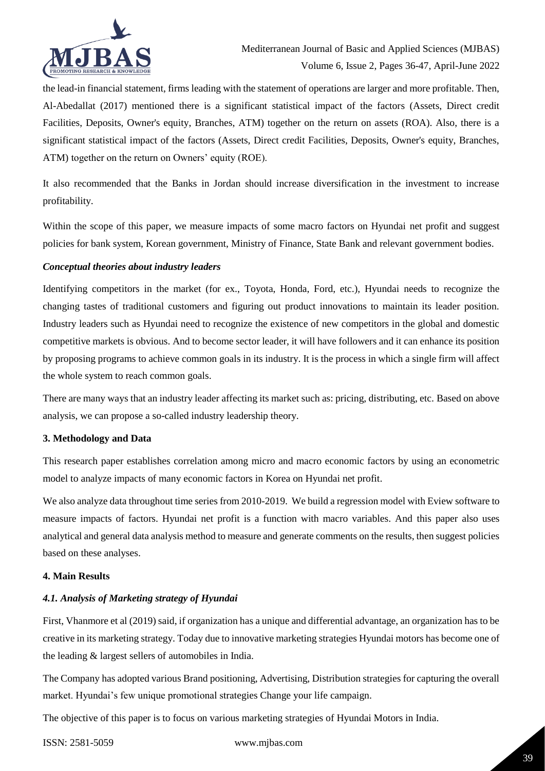the lead-in financial statement, firms leading with the statement of operations are larger and more profitable. Then, Al-Abedallat (2017) mentioned there is a significant statistical impact of the factors (Assets, Direct credit Facilities, Deposits, Owner's equity, Branches, ATM) together on the return on assets (ROA). Also, there is a significant statistical impact of the factors (Assets, Direct credit Facilities, Deposits, Owner's equity, Branches, ATM) together on the return on Owners' equity (ROE).

It also recommended that the Banks in Jordan should increase diversification in the investment to increase profitability.

Within the scope of this paper, we measure impacts of some macro factors on Hyundai net profit and suggest policies for bank system, Korean government, Ministry of Finance, State Bank and relevant government bodies.

### *Conceptual theories about industry leaders*

Identifying competitors in the market (for ex., Toyota, Honda, Ford, etc.), Hyundai needs to recognize the changing tastes of traditional customers and figuring out product innovations to maintain its leader position. Industry leaders such as Hyundai need to recognize the existence of new competitors in the global and domestic competitive markets is obvious. And to become sector leader, it will have followers and it can enhance its position by proposing programs to achieve common goals in its industry. It is the process in which a single firm will affect the whole system to reach common goals.

There are many ways that an industry leader affecting its market such as: pricing, distributing, etc. Based on above analysis, we can propose a so-called industry leadership theory.

## 3. Methodology and Data

This research paper establishes correlation among micro and macro economic factors by using an econometric model to analyze impacts of many economic factors in Korea on Hyundai net profit.

We also analyze data throughout time series from 2010-2019. We build a regression model with Eview software to measure impacts of factors. Hyundai net profit is a function with macro variables. And this paper also uses analytical and general data analysis method to measure and generate comments on the results, then suggest policies based on these analyses.

## 4. Main Results

### *4.1. Analysis of Marketing strategy of Hyundai*

First, Vhanmore et al (2019) said, if organization has a unique and differential advantage, an organization has to be creative in its marketing strategy. Today due to innovative marketing strategies Hyundai motors has become one of the leading & largest sellers of automobiles in India.

The Company has adopted various Brand positioning, Advertising, Distribution strategies for capturing the overall market. Hyundai's few unique promotional strategies Change your life campaign.

The objective of this paper is to focus on various marketing strategies of Hyundai Motors in India.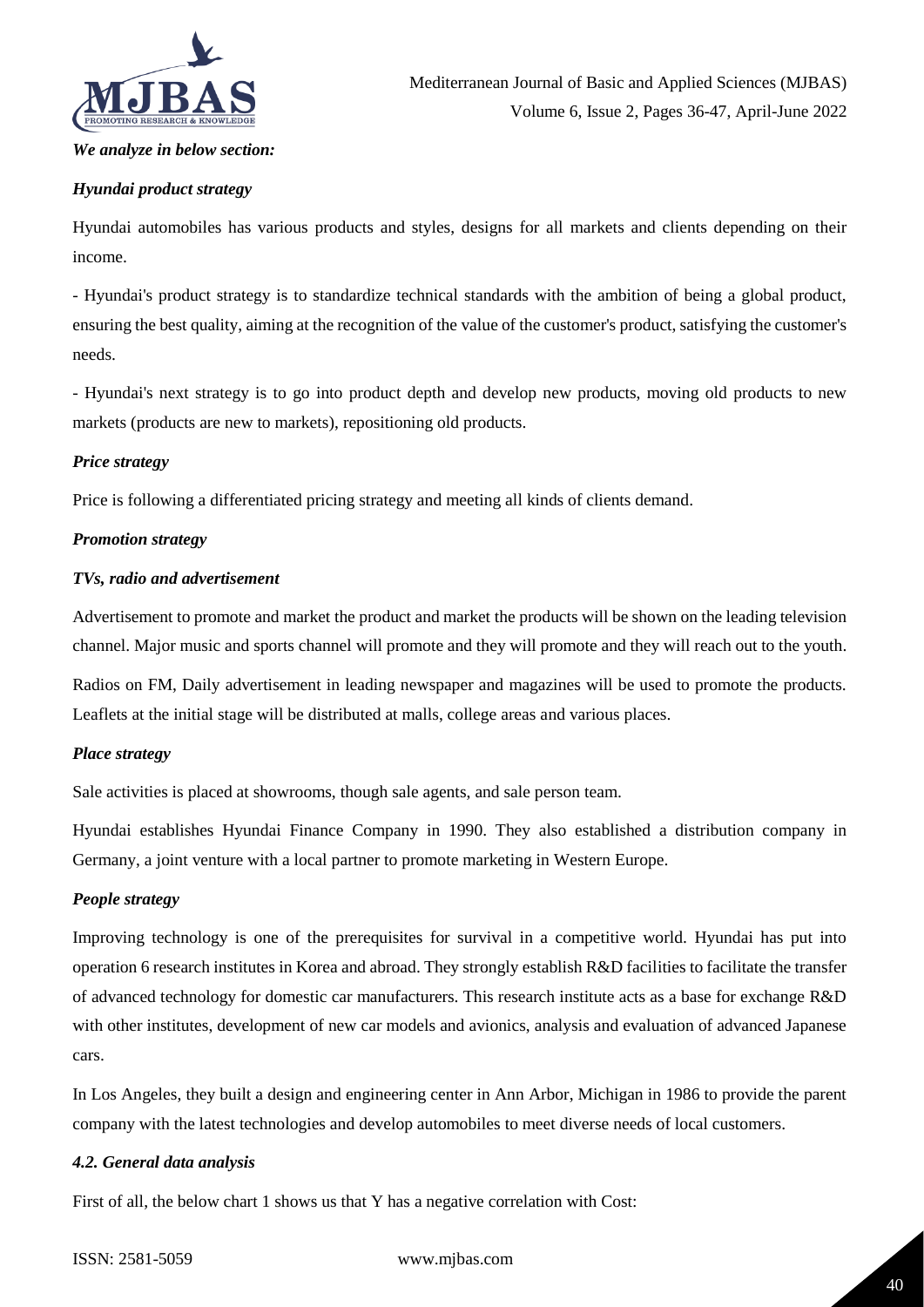***We analyze in below section:***

***Hyundai product strategy***

Hyundai automobiles has various products and styles, designs for all markets and clients depending on their income.

- Hyundai's product strategy is to standardize technical standards with the ambition of being a global product, ensuring the best quality, aiming at the recognition of the value of the customer's product, satisfying the customer's needs.

- Hyundai's next strategy is to go into product depth and develop new products, moving old products to new markets (products are new to markets), repositioning old products.

***Price strategy***

Price is following a differentiated pricing strategy and meeting all kinds of clients demand.

***Promotion strategy***

***TVs, radio and advertisement***

Advertisement to promote and market the product and market the products will be shown on the leading television channel. Major music and sports channel will promote and they will promote and they will reach out to the youth.

Radios on FM, Daily advertisement in leading newspaper and magazines will be used to promote the products. Leaflets at the initial stage will be distributed at malls, college areas and various places.

***Place strategy***

Sale activities is placed at showrooms, though sale agents, and sale person team.

Hyundai establishes Hyundai Finance Company in 1990. They also established a distribution company in Germany, a joint venture with a local partner to promote marketing in Western Europe.

***People strategy***

Improving technology is one of the prerequisites for survival in a competitive world. Hyundai has put into operation 6 research institutes in Korea and abroad. They strongly establish R&D facilities to facilitate the transfer of advanced technology for domestic car manufacturers. This research institute acts as a base for exchange R&D with other institutes, development of new car models and avionics, analysis and evaluation of advanced Japanese cars.

In Los Angeles, they built a design and engineering center in Ann Arbor, Michigan in 1986 to provide the parent company with the latest technologies and develop automobiles to meet diverse needs of local customers.

***4.2. General data analysis***

First of all, the below chart 1 shows us that Y has a negative correlation with Cost: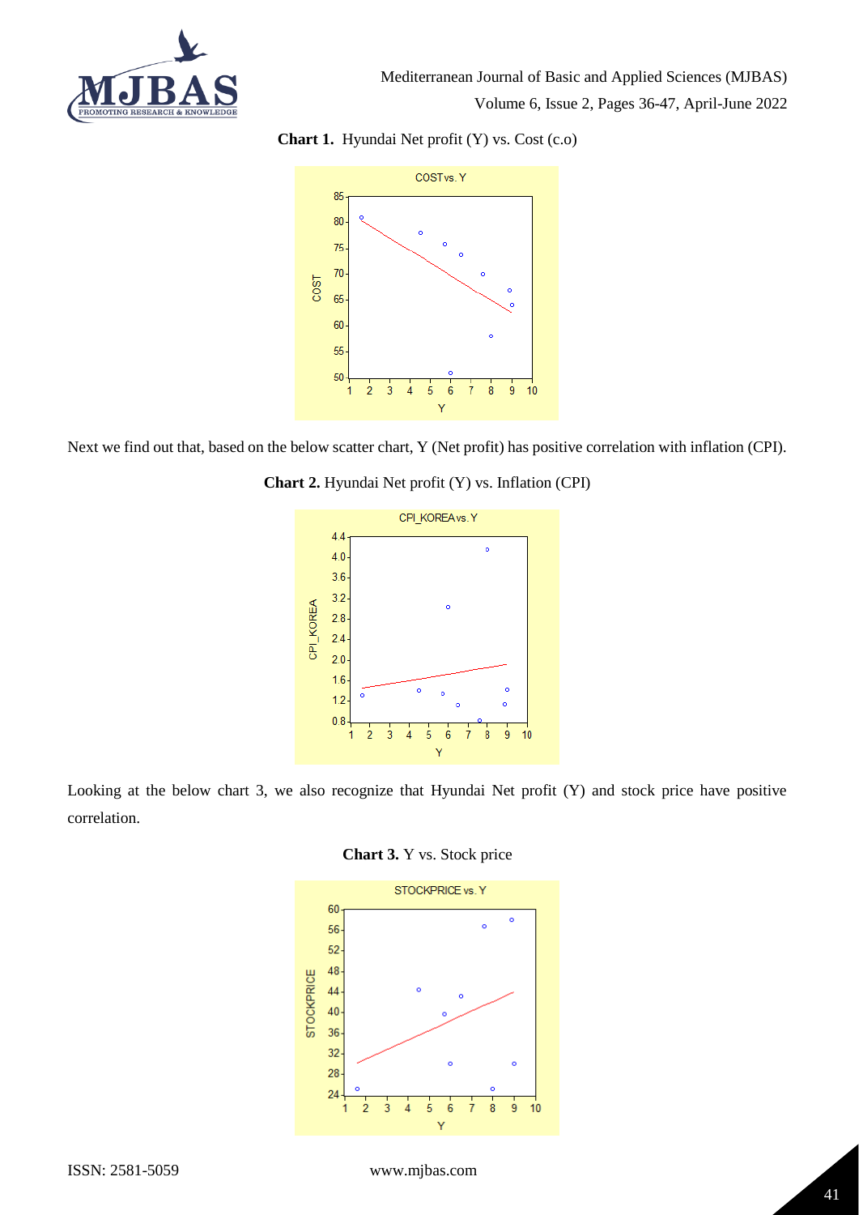**Chart 1.** Hyundai Net profit (Y) vs. Cost (c.o)

Next we find out that, based on the below scatter chart, Y (Net profit) has positive correlation with inflation (CPI).

**Chart 2.** Hyundai Net profit (Y) vs. Inflation (CPI)

Looking at the below chart 3, we also recognize that Hyundai Net profit (Y) and stock price have positive correlation.

**Chart 3.** Y vs. Stock price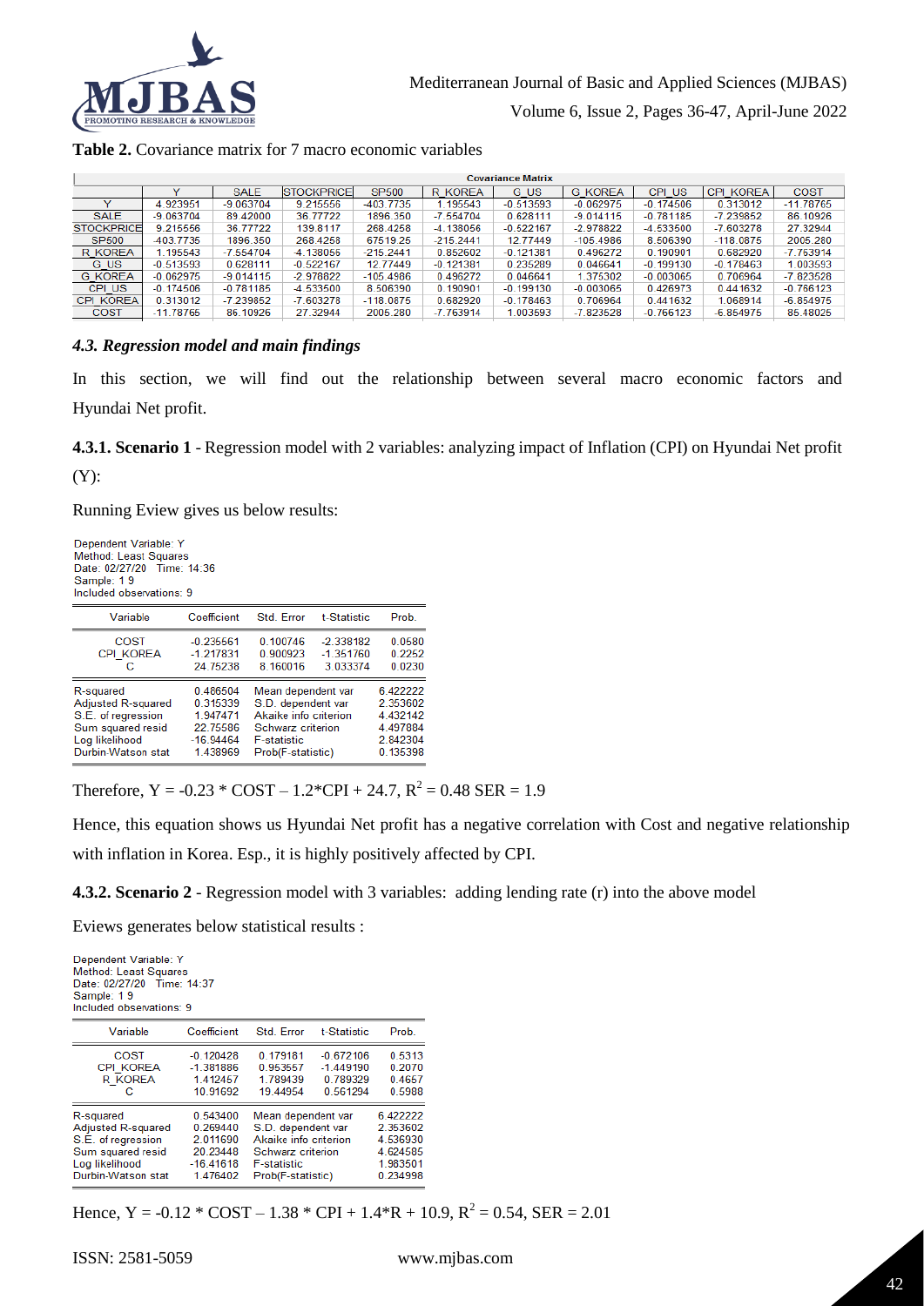**Table 2.** Covariance matrix for 7 macro economic variables

| Covariance Matrix | | | | | | | | | | |
|---|---|---|---|---|---|---|---|---|---|---|
| | Y | SALE | STOCKPRICE | SP500 | R_KOREA | G_US | G_KOREA | CPI_US | CPI_KOREA | COST |
| Y | 4.923951 | -9.063704 | 9.215556 | -403.7735 | 1.195543 | -0.513593 | -0.062975 | -0.174506 | 0.313012 | -11.78765 |
| SALE | -9.063704 | 89.42000 | 36.77722 | 1896.350 | -7.554704 | 0.628111 | -9.014115 | -0.781185 | -7.239852 | 86.10926 |
| STOCKPRICE | 9.215556 | 36.77722 | 139.8117 | 268.4258 | -4.138056 | -0.522167 | -2.978822 | -4.533500 | -7.603278 | 27.32944 |
| SP500 | -403.7735 | 1896.350 | 268.4258 | 67519.25 | -215.2441 | 12.77449 | -105.4986 | 8.506390 | -118.0875 | 2005.280 |
| R_KOREA | 1.195543 | -7.554704 | -4.138056 | -215.2441 | 0.852602 | -0.121381 | 0.496272 | 0.190901 | 0.682920 | -7.763914 |
| G_US | -0.513593 | 0.628111 | -0.522167 | 12.77449 | -0.121381 | 0.235289 | 0.046641 | -0.199130 | -0.178463 | 1.003593 |
| G_KOREA | -0.062975 | -9.014115 | -2.978822 | -105.4986 | 0.496272 | 0.046641 | 1.375302 | -0.003065 | 0.706964 | -7.823528 |
| CPI_US | -0.174506 | -0.781185 | -4.533500 | 8.506390 | 0.190901 | -0.199130 | -0.003065 | 0.426973 | 0.441632 | -0.766123 |
| CPI_KOREA | 0.313012 | -7.239852 | -7.603278 | -118.0875 | 0.682920 | -0.178463 | 0.706964 | 0.441632 | 1.068914 | -6.854975 |
| COST | -11.78765 | 86.10926 | 27.32944 | 2005.280 | -7.763914 | 1.003593 | -7.823528 | -0.766123 | -6.854975 | 85.48025 |

#### *4.3. Regression model and main findings*

In this section, we will find out the relationship between several macro economic factors and Hyundai Net profit.

**4.3.1. Scenario 1** - Regression model with 2 variables: analyzing impact of Inflation (CPI) on Hyundai Net profit (Y):

Running Eview gives us below results:

Dependent Variable: Y
Method: Least Squares
Date: 02/27/20 Time: 14:36
Sample: 1 9
Included observations: 9

| Variable | Coefficient | Std. Error | t-Statistic | Prob. |
|---|---|---|---|---|
| COST | -0.235561 | 0.100746 | -2.338182 | 0.0580 |
| CPI_KOREA | -1.217831 | 0.900923 | -1.351760 | 0.2252 |
| C | 24.75238 | 8.160016 | 3.033374 | 0.0230 |

| | | | |
|---|---|---|---|
| R-squared | 0.486504 | Mean dependent var | 6.422222 |
| Adjusted R-squared | 0.315339 | S.D. dependent var | 2.353602 |
| S.E. of regression | 1.947471 | Akaike info criterion | 4.432142 |
| Sum squared resid | 22.75586 | Schwarz criterion | 4.497884 |
| Log likelihood | -16.94464 | F-statistic | 2.842304 |
| Durbin-Watson stat | 1.438969 | Prob(F-statistic) | 0.135398 |

Therefore, $Y = -0.23 * COST - 1.2*CPI + 24.7$, $R^2 = 0.48$ SER = 1.9

Hence, this equation shows us Hyundai Net profit has a negative correlation with Cost and negative relationship with inflation in Korea. Esp., it is highly positively affected by CPI.

**4.3.2. Scenario 2** - Regression model with 3 variables: adding lending rate (r) into the above model

Eviews generates below statistical results :

Dependent Variable: Y
Method: Least Squares
Date: 02/27/20 Time: 14:37
Sample: 1 9
Included observations: 9

| Variable | Coefficient | Std. Error | t-Statistic | Prob. |
|---|---|---|---|---|
| COST | -0.120428 | 0.179181 | -0.672106 | 0.5313 |
| CPI_KOREA | -1.381886 | 0.953557 | -1.449190 | 0.2070 |
| R_KOREA | 1.412457 | 1.789439 | 0.789329 | 0.4657 |
| C | 10.91692 | 19.44954 | 0.561294 | 0.5988 |

| | | | |
|---|---|---|---|
| R-squared | 0.543400 | Mean dependent var | 6.422222 |
| Adjusted R-squared | 0.269440 | S.D. dependent var | 2.353602 |
| S.E. of regression | 2.011690 | Akaike info criterion | 4.536930 |
| Sum squared resid | 20.23448 | Schwarz criterion | 4.624585 |
| Log likelihood | -16.41618 | F-statistic | 1.983501 |
| Durbin-Watson stat | 1.476402 | Prob(F-statistic) | 0.234998 |

Hence, $Y = -0.12 * COST - 1.38 * CPI + 1.4*R + 10.9$, $R^2 = 0.54$, SER = 2.01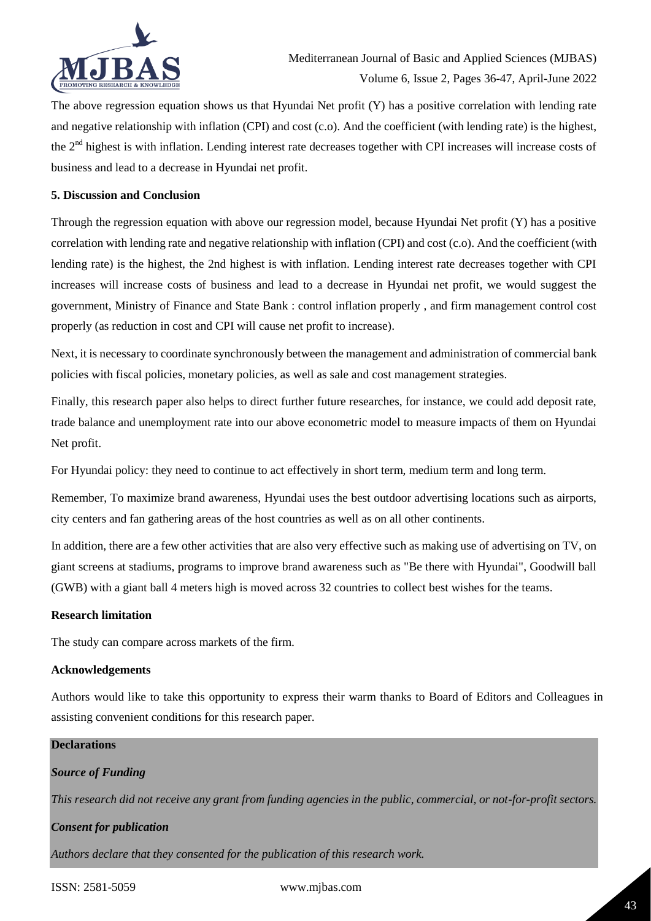The above regression equation shows us that Hyundai Net profit (Y) has a positive correlation with lending rate and negative relationship with inflation (CPI) and cost (c.o). And the coefficient (with lending rate) is the highest, the 2nd highest is with inflation. Lending interest rate decreases together with CPI increases will increase costs of business and lead to a decrease in Hyundai net profit.

### 5. Discussion and Conclusion

Through the regression equation with above our regression model, because Hyundai Net profit (Y) has a positive correlation with lending rate and negative relationship with inflation (CPI) and cost (c.o). And the coefficient (with lending rate) is the highest, the 2nd highest is with inflation. Lending interest rate decreases together with CPI increases will increase costs of business and lead to a decrease in Hyundai net profit, we would suggest the government, Ministry of Finance and State Bank : control inflation properly , and firm management control cost properly (as reduction in cost and CPI will cause net profit to increase).

Next, it is necessary to coordinate synchronously between the management and administration of commercial bank policies with fiscal policies, monetary policies, as well as sale and cost management strategies.

Finally, this research paper also helps to direct further future researches, for instance, we could add deposit rate, trade balance and unemployment rate into our above econometric model to measure impacts of them on Hyundai Net profit.

For Hyundai policy: they need to continue to act effectively in short term, medium term and long term.

Remember, To maximize brand awareness, Hyundai uses the best outdoor advertising locations such as airports, city centers and fan gathering areas of the host countries as well as on all other continents.

In addition, there are a few other activities that are also very effective such as making use of advertising on TV, on giant screens at stadiums, programs to improve brand awareness such as "Be there with Hyundai", Goodwill ball (GWB) with a giant ball 4 meters high is moved across 32 countries to collect best wishes for the teams.

### Research limitation

The study can compare across markets of the firm.

### Acknowledgements

Authors would like to take this opportunity to express their warm thanks to Board of Editors and Colleagues in assisting convenient conditions for this research paper.

### Declarations

***Source of Funding***

*This research did not receive any grant from funding agencies in the public, commercial, or not-for-profit sectors.*

***Consent for publication***

*Authors declare that they consented for the publication of this research work.*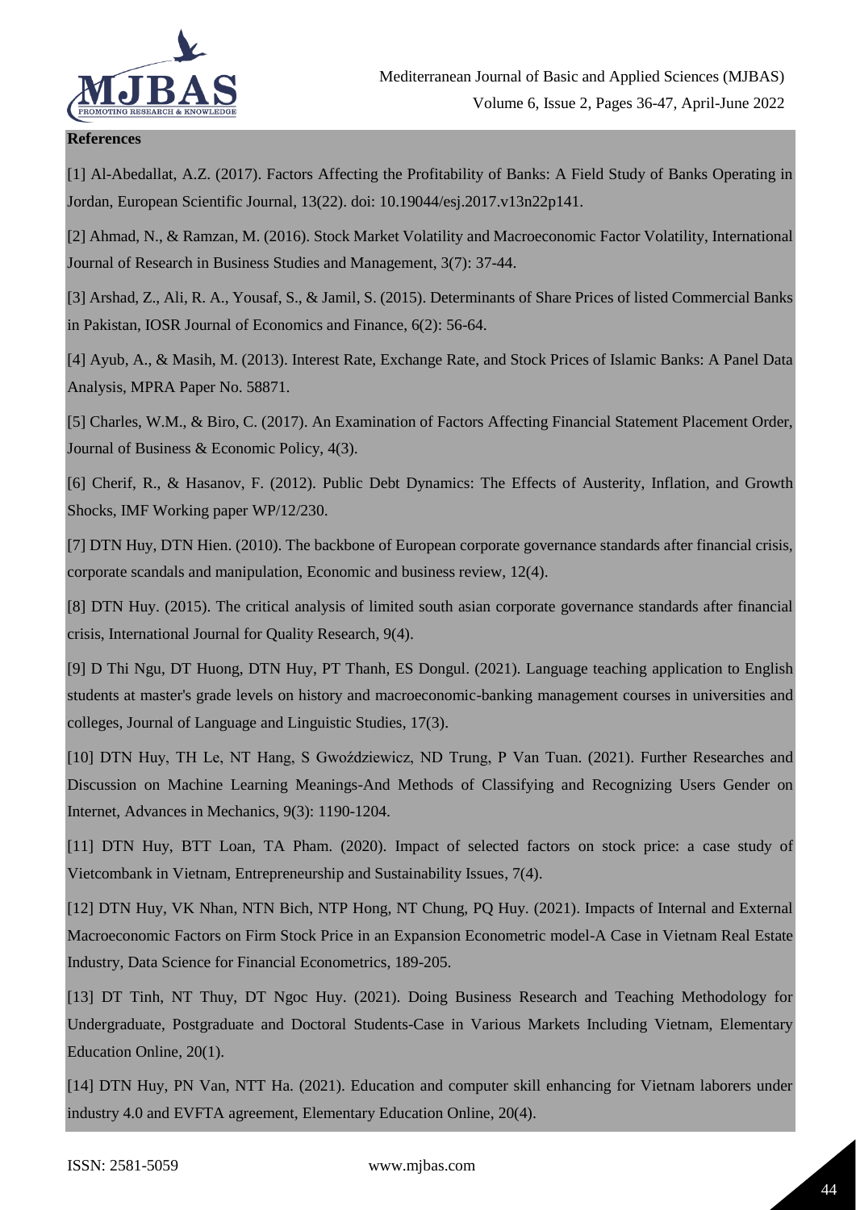**References**

[1] Al-Abedallat, A.Z. (2017). Factors Affecting the Profitability of Banks: A Field Study of Banks Operating in Jordan, European Scientific Journal, 13(22). doi: 10.19044/esj.2017.v13n22p141.

[2] Ahmad, N., & Ramzan, M. (2016). Stock Market Volatility and Macroeconomic Factor Volatility, International Journal of Research in Business Studies and Management, 3(7): 37-44.

[3] Arshad, Z., Ali, R. A., Yousaf, S., & Jamil, S. (2015). Determinants of Share Prices of listed Commercial Banks in Pakistan, IOSR Journal of Economics and Finance, 6(2): 56-64.

[4] Ayub, A., & Masih, M. (2013). Interest Rate, Exchange Rate, and Stock Prices of Islamic Banks: A Panel Data Analysis, MPRA Paper No. 58871.

[5] Charles, W.M., & Biro, C. (2017). An Examination of Factors Affecting Financial Statement Placement Order, Journal of Business & Economic Policy, 4(3).

[6] Cherif, R., & Hasanov, F. (2012). Public Debt Dynamics: The Effects of Austerity, Inflation, and Growth Shocks, IMF Working paper WP/12/230.

[7] DTN Huy, DTN Hien. (2010). The backbone of European corporate governance standards after financial crisis, corporate scandals and manipulation, Economic and business review, 12(4).

[8] DTN Huy. (2015). The critical analysis of limited south asian corporate governance standards after financial crisis, International Journal for Quality Research, 9(4).

[9] D Thi Ngu, DT Huong, DTN Huy, PT Thanh, ES Dongul. (2021). Language teaching application to English students at master's grade levels on history and macroeconomic-banking management courses in universities and colleges, Journal of Language and Linguistic Studies, 17(3).

[10] DTN Huy, TH Le, NT Hang, S Gwoździewicz, ND Trung, P Van Tuan. (2021). Further Researches and Discussion on Machine Learning Meanings-And Methods of Classifying and Recognizing Users Gender on Internet, Advances in Mechanics, 9(3): 1190-1204.

[11] DTN Huy, BTT Loan, TA Pham. (2020). Impact of selected factors on stock price: a case study of Vietcombank in Vietnam, Entrepreneurship and Sustainability Issues, 7(4).

[12] DTN Huy, VK Nhan, NTN Bich, NTP Hong, NT Chung, PQ Huy. (2021). Impacts of Internal and External Macroeconomic Factors on Firm Stock Price in an Expansion Econometric model-A Case in Vietnam Real Estate Industry, Data Science for Financial Econometrics, 189-205.

[13] DT Tinh, NT Thuy, DT Ngoc Huy. (2021). Doing Business Research and Teaching Methodology for Undergraduate, Postgraduate and Doctoral Students-Case in Various Markets Including Vietnam, Elementary Education Online, 20(1).

[14] DTN Huy, PN Van, NTT Ha. (2021). Education and computer skill enhancing for Vietnam laborers under industry 4.0 and EVFTA agreement, Elementary Education Online, 20(4).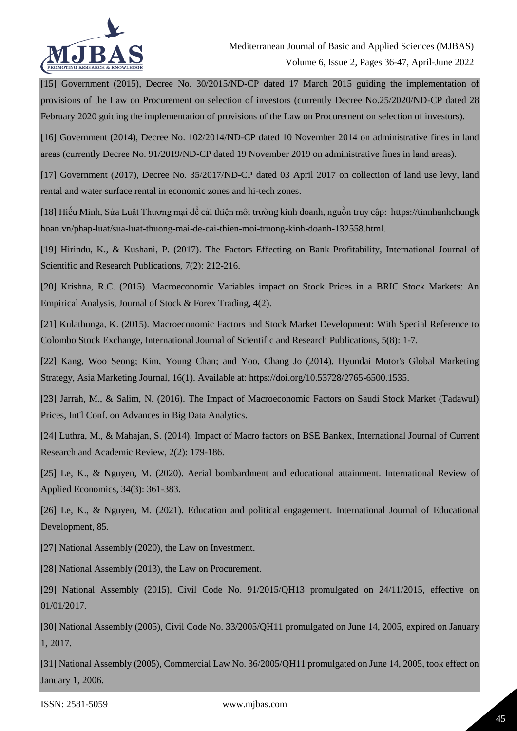[15] Government (2015), Decree No. 30/2015/ND-CP dated 17 March 2015 guiding the implementation of provisions of the Law on Procurement on selection of investors (currently Decree No.25/2020/ND-CP dated 28 February 2020 guiding the implementation of provisions of the Law on Procurement on selection of investors).

[16] Government (2014), Decree No. 102/2014/ND-CP dated 10 November 2014 on administrative fines in land areas (currently Decree No. 91/2019/ND-CP dated 19 November 2019 on administrative fines in land areas).

[17] Government (2017), Decree No. 35/2017/ND-CP dated 03 April 2017 on collection of land use levy, land rental and water surface rental in economic zones and hi-tech zones.

[18] Hiếu Minh, Sửa Luật Thương mại để cải thiện môi trường kinh doanh, nguồn truy cập: https://tinnhanhchungkhoan.vn/phap-luat/sua-luat-thuong-mai-de-cai-thien-moi-truong-kinh-doanh-132558.html.

[19] Hirindu, K., & Kushani, P. (2017). The Factors Effecting on Bank Profitability, International Journal of Scientific and Research Publications, 7(2): 212-216.

[20] Krishna, R.C. (2015). Macroeconomic Variables impact on Stock Prices in a BRIC Stock Markets: An Empirical Analysis, Journal of Stock & Forex Trading, 4(2).

[21] Kulathunga, K. (2015). Macroeconomic Factors and Stock Market Development: With Special Reference to Colombo Stock Exchange, International Journal of Scientific and Research Publications, 5(8): 1-7.

[22] Kang, Woo Seong; Kim, Young Chan; and Yoo, Chang Jo (2014). Hyundai Motor's Global Marketing Strategy, Asia Marketing Journal, 16(1). Available at: https://doi.org/10.53728/2765-6500.1535.

[23] Jarrah, M., & Salim, N. (2016). The Impact of Macroeconomic Factors on Saudi Stock Market (Tadawul) Prices, Int'l Conf. on Advances in Big Data Analytics.

[24] Luthra, M., & Mahajan, S. (2014). Impact of Macro factors on BSE Bankex, International Journal of Current Research and Academic Review, 2(2): 179-186.

[25] Le, K., & Nguyen, M. (2020). Aerial bombardment and educational attainment. International Review of Applied Economics, 34(3): 361-383.

[26] Le, K., & Nguyen, M. (2021). Education and political engagement. International Journal of Educational Development, 85.

[27] National Assembly (2020), the Law on Investment.

[28] National Assembly (2013), the Law on Procurement.

[29] National Assembly (2015), Civil Code No. 91/2015/QH13 promulgated on 24/11/2015, effective on 01/01/2017.

[30] National Assembly (2005), Civil Code No. 33/2005/QH11 promulgated on June 14, 2005, expired on January 1, 2017.

[31] National Assembly (2005), Commercial Law No. 36/2005/QH11 promulgated on June 14, 2005, took effect on January 1, 2006.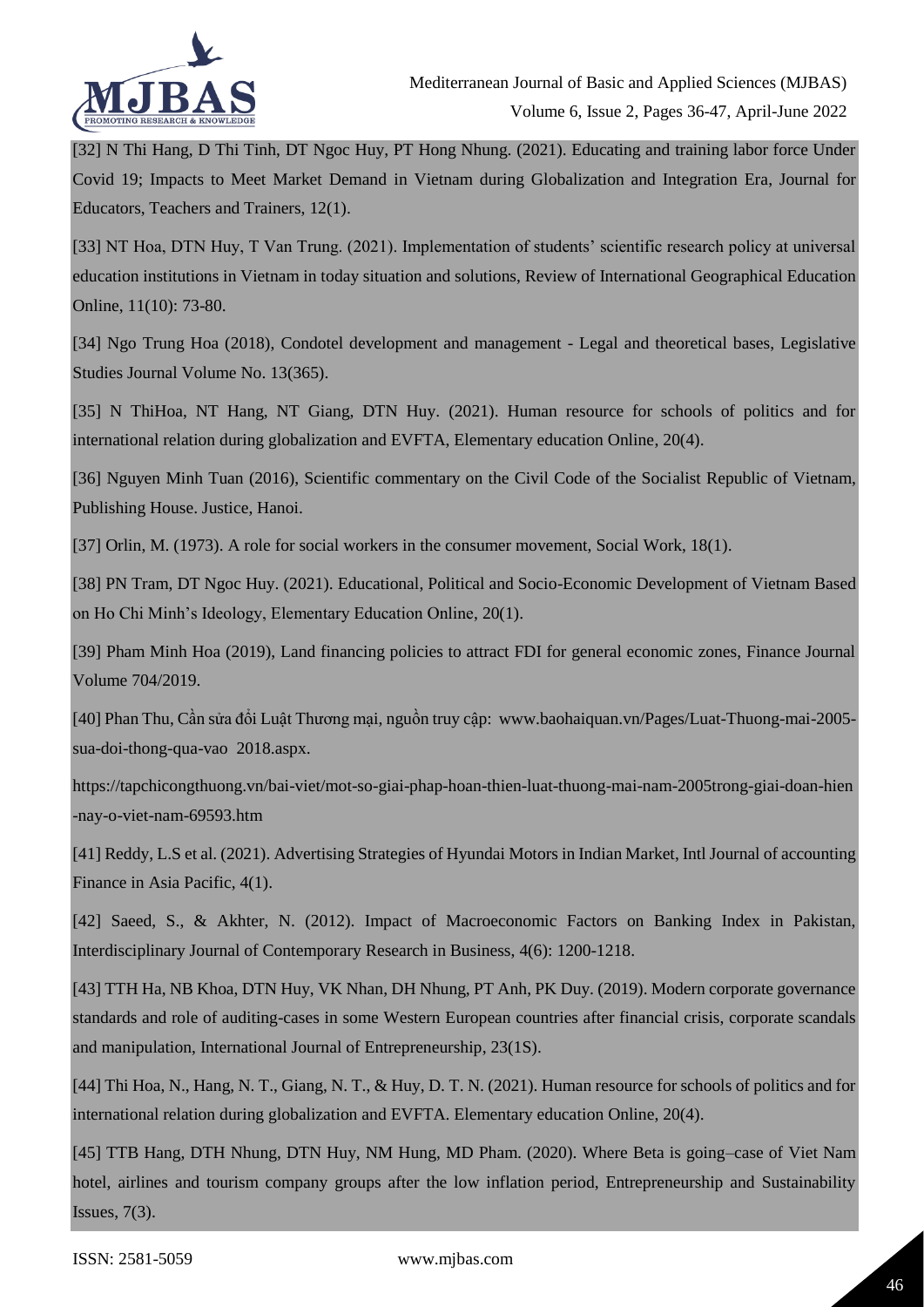[32] N Thi Hang, D Thi Tinh, DT Ngoc Huy, PT Hong Nhung. (2021). Educating and training labor force Under Covid 19; Impacts to Meet Market Demand in Vietnam during Globalization and Integration Era, Journal for Educators, Teachers and Trainers, 12(1).

[33] NT Hoa, DTN Huy, T Van Trung. (2021). Implementation of students' scientific research policy at universal education institutions in Vietnam in today situation and solutions, Review of International Geographical Education Online, 11(10): 73-80.

[34] Ngo Trung Hoa (2018), Condotel development and management - Legal and theoretical bases, Legislative Studies Journal Volume No. 13(365).

[35] N ThiHoa, NT Hang, NT Giang, DTN Huy. (2021). Human resource for schools of politics and for international relation during globalization and EVFTA, Elementary education Online, 20(4).

[36] Nguyen Minh Tuan (2016), Scientific commentary on the Civil Code of the Socialist Republic of Vietnam, Publishing House. Justice, Hanoi.

[37] Orlin, M. (1973). A role for social workers in the consumer movement, Social Work, 18(1).

[38] PN Tram, DT Ngoc Huy. (2021). Educational, Political and Socio-Economic Development of Vietnam Based on Ho Chi Minh's Ideology, Elementary Education Online, 20(1).

[39] Pham Minh Hoa (2019), Land financing policies to attract FDI for general economic zones, Finance Journal Volume 704/2019.

[40] Phan Thu, Cần sửa đổi Luật Thương mại, nguồn truy cập: www.baohaiquan.vn/Pages/Luat-Thuong-mai-2005-sua-doi-thong-qua-vao 2018.aspx.

https://tapchicongthuong.vn/bai-viet/mot-so-giai-phap-hoan-thien-luat-thuong-mai-nam-2005trong-giai-doan-hien-nay-o-viet-nam-69593.htm

[41] Reddy, L.S et al. (2021). Advertising Strategies of Hyundai Motors in Indian Market, Intl Journal of accounting Finance in Asia Pacific, 4(1).

[42] Saeed, S., & Akhter, N. (2012). Impact of Macroeconomic Factors on Banking Index in Pakistan, Interdisciplinary Journal of Contemporary Research in Business, 4(6): 1200-1218.

[43] TTH Ha, NB Khoa, DTN Huy, VK Nhan, DH Nhung, PT Anh, PK Duy. (2019). Modern corporate governance standards and role of auditing-cases in some Western European countries after financial crisis, corporate scandals and manipulation, International Journal of Entrepreneurship, 23(1S).

[44] Thi Hoa, N., Hang, N. T., Giang, N. T., & Huy, D. T. N. (2021). Human resource for schools of politics and for international relation during globalization and EVFTA. Elementary education Online, 20(4).

[45] TTB Hang, DTH Nhung, DTN Huy, NM Hung, MD Pham. (2020). Where Beta is going–case of Viet Nam hotel, airlines and tourism company groups after the low inflation period, Entrepreneurship and Sustainability Issues, 7(3).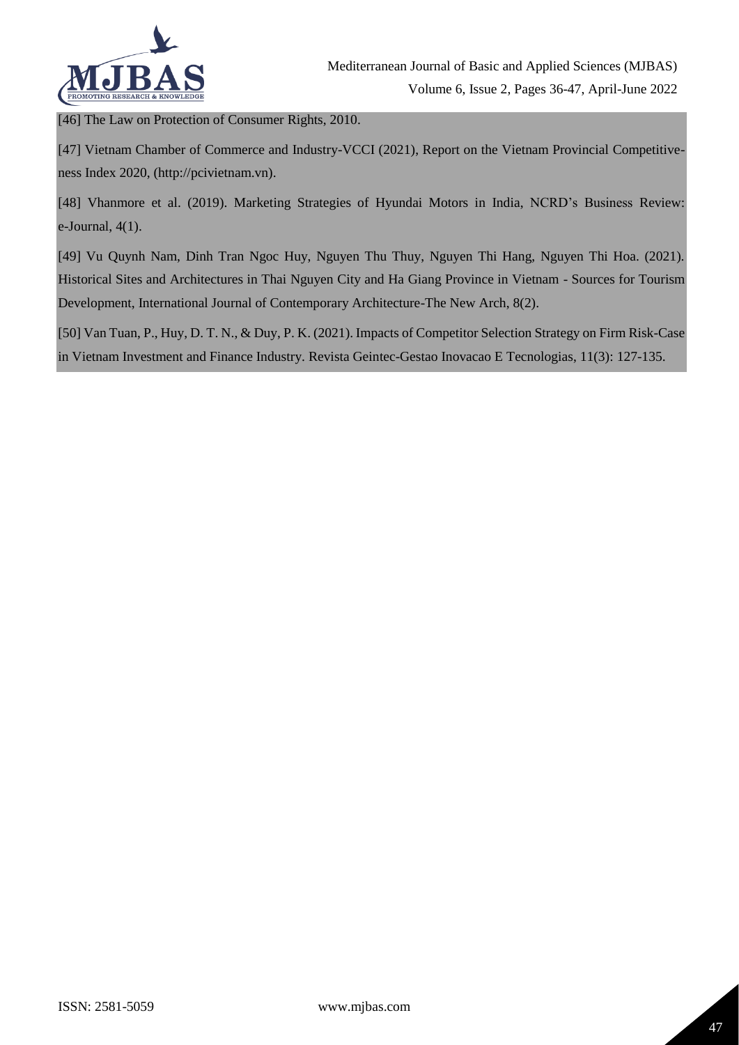[46] The Law on Protection of Consumer Rights, 2010.

[47] Vietnam Chamber of Commerce and Industry-VCCI (2021), Report on the Vietnam Provincial Competitiveness Index 2020, (http://pcivietnam.vn).

[48] Vhanmore et al. (2019). Marketing Strategies of Hyundai Motors in India, NCRD's Business Review: e-Journal, 4(1).

[49] Vu Quynh Nam, Dinh Tran Ngoc Huy, Nguyen Thu Thuy, Nguyen Thi Hang, Nguyen Thi Hoa. (2021). Historical Sites and Architectures in Thai Nguyen City and Ha Giang Province in Vietnam - Sources for Tourism Development, International Journal of Contemporary Architecture-The New Arch, 8(2).

[50] Van Tuan, P., Huy, D. T. N., & Duy, P. K. (2021). Impacts of Competitor Selection Strategy on Firm Risk-Case in Vietnam Investment and Finance Industry. Revista Geintec-Gestao Inovacao E Tecnologias, 11(3): 127-135.